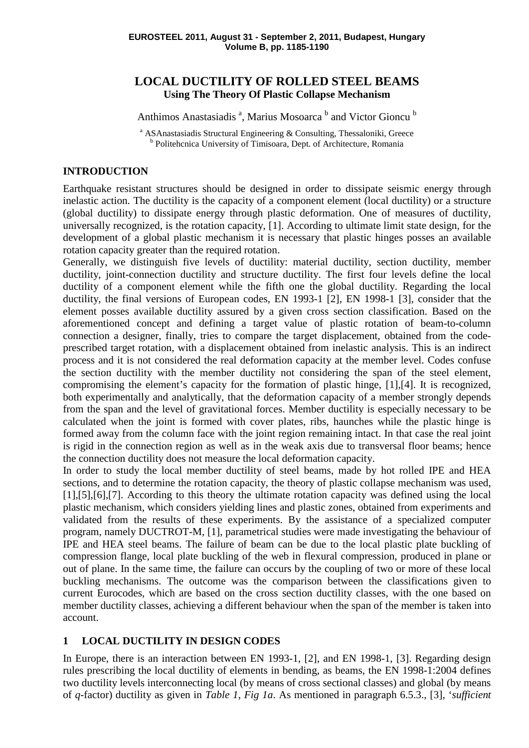# LOCAL DUCTILITY OF ROLLED STEEL BEAMS

**Using The Theory Of Plastic Collapse Mechanism**

Anthimos Anastasiadis [a], Marius Mosoarca [b] and Victor Gioncu [b]

[a] ASAnastasiadis Structural Engineering & Consulting, Thessaloniki, Greece
[b] Politehcnica University of Timisoara, Dept. of Architecture, Romania

## INTRODUCTION

Earthquake resistant structures should be designed in order to dissipate seismic energy through inelastic action. The ductility is the capacity of a component element (local ductility) or a structure (global ductility) to dissipate energy through plastic deformation. One of measures of ductility, universally recognized, is the rotation capacity, [1]. According to ultimate limit state design, for the development of a global plastic mechanism it is necessary that plastic hinges posses an available rotation capacity greater than the required rotation.

Generally, we distinguish five levels of ductility: material ductility, section ductility, member ductility, joint-connection ductility and structure ductility. The first four levels define the local ductility of a component element while the fifth one the global ductility. Regarding the local ductility, the final versions of European codes, EN 1993-1 [2], EN 1998-1 [3], consider that the element posses available ductility assured by a given cross section classification. Based on the aforementioned concept and defining a target value of plastic rotation of beam-to-column connection a designer, finally, tries to compare the target displacement, obtained from the code-prescribed target rotation, with a displacement obtained from inelastic analysis. This is an indirect process and it is not considered the real deformation capacity at the member level. Codes confuse the section ductility with the member ductility not considering the span of the steel element, compromising the element's capacity for the formation of plastic hinge, [1],[4]. It is recognized, both experimentally and analytically, that the deformation capacity of a member strongly depends from the span and the level of gravitational forces. Member ductility is especially necessary to be calculated when the joint is formed with cover plates, ribs, haunches while the plastic hinge is formed away from the column face with the joint region remaining intact. In that case the real joint is rigid in the connection region as well as in the weak axis due to transversal floor beams; hence the connection ductility does not measure the local deformation capacity.

In order to study the local member ductility of steel beams, made by hot rolled IPE and HEA sections, and to determine the rotation capacity, the theory of plastic collapse mechanism was used, [1],[5],[6],[7]. According to this theory the ultimate rotation capacity was defined using the local plastic mechanism, which considers yielding lines and plastic zones, obtained from experiments and validated from the results of these experiments. By the assistance of a specialized computer program, namely DUCTROT-M, [1], parametrical studies were made investigating the behaviour of IPE and HEA steel beams. The failure of beam can be due to the local plastic plate buckling of compression flange, local plate buckling of the web in flexural compression, produced in plane or out of plane. In the same time, the failure can occurs by the coupling of two or more of these local buckling mechanisms. The outcome was the comparison between the classifications given to current Eurocodes, which are based on the cross section ductility classes, with the one based on member ductility classes, achieving a different behaviour when the span of the member is taken into account.

## 1 LOCAL DUCTILITY IN DESIGN CODES

In Europe, there is an interaction between EN 1993-1, [2], and EN 1998-1, [3]. Regarding design rules prescribing the local ductility of elements in bending, as beams, the EN 1998-1:2004 defines two ductility levels interconnecting local (by means of cross sectional classes) and global (by means of *q*-factor) ductility as given in *Table 1*, *Fig 1a*. As mentioned in paragraph 6.5.3., [3], '*sufficient*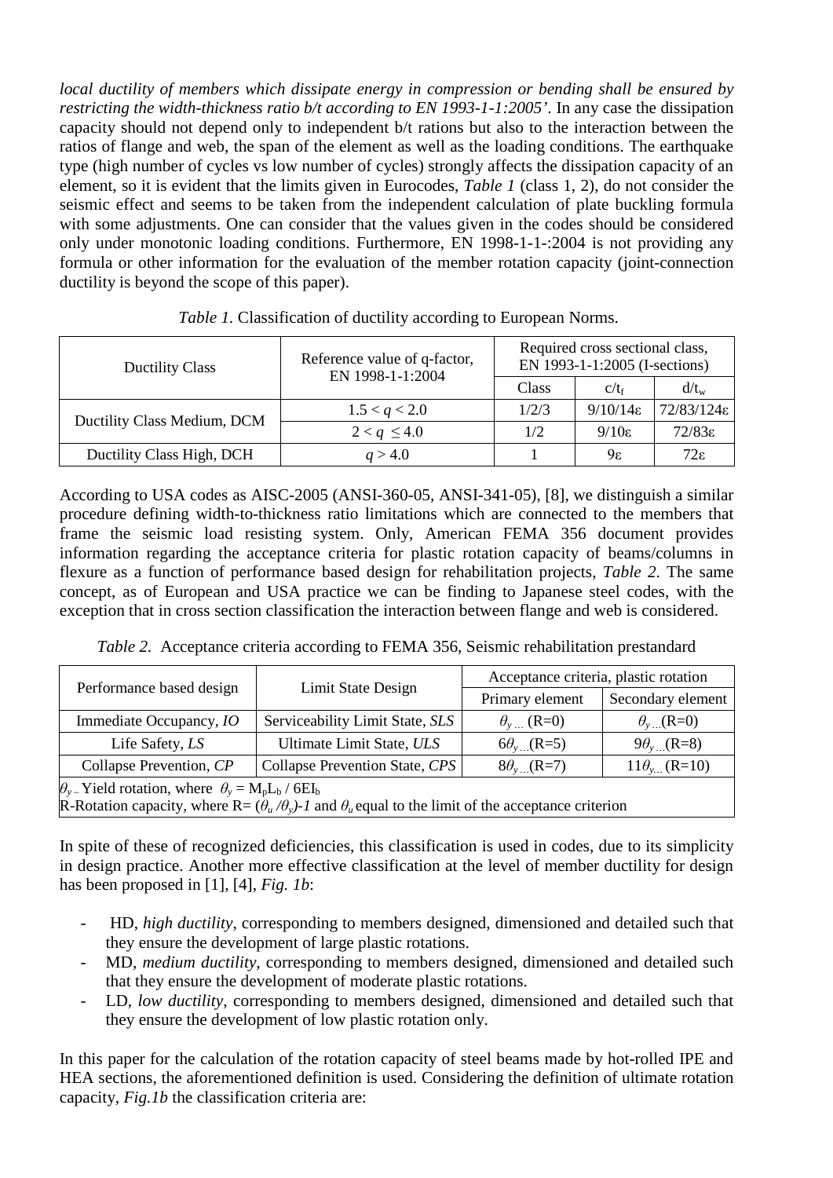*local ductility of members which dissipate energy in compression or bending shall be ensured by restricting the width-thickness ratio b/t according to EN 1993-1-1:2005'*. In any case the dissipation capacity should not depend only to independent b/t rations but also to the interaction between the ratios of flange and web, the span of the element as well as the loading conditions. The earthquake type (high number of cycles vs low number of cycles) strongly affects the dissipation capacity of an element, so it is evident that the limits given in Eurocodes, *Table 1* (class 1, 2), do not consider the seismic effect and seems to be taken from the independent calculation of plate buckling formula with some adjustments. One can consider that the values given in the codes should be considered only under monotonic loading conditions. Furthermore, EN 1998-1-1-:2004 is not providing any formula or other information for the evaluation of the member rotation capacity (joint-connection ductility is beyond the scope of this paper).

*Table 1.* Classification of ductility according to European Norms.

| Ductility Class | Reference value of q-factor, EN 1998-1-1:2004 | Required cross sectional class, EN 1993-1-1:2005 (I-sections) | | |
|---|---|---|---|---|
| | | Class | $c/t_f$ | $d/t_w$ |
| Ductility Class Medium, DCM | $1.5 < q < 2.0$ | 1/2/3 | $9/10/14\varepsilon$ | $72/83/124\varepsilon$ |
| | $2 < q \leq 4.0$ | 1/2 | $9/10\varepsilon$ | $72/83\varepsilon$ |
| Ductility Class High, DCH | $q > 4.0$ | 1 | $9\varepsilon$ | $72\varepsilon$ |

According to USA codes as AISC-2005 (ANSI-360-05, ANSI-341-05), [8], we distinguish a similar procedure defining width-to-thickness ratio limitations which are connected to the members that frame the seismic load resisting system. Only, American FEMA 356 document provides information regarding the acceptance criteria for plastic rotation capacity of beams/columns in flexure as a function of performance based design for rehabilitation projects, *Table 2*. The same concept, as of European and USA practice we can be finding to Japanese steel codes, with the exception that in cross section classification the interaction between flange and web is considered.

*Table 2.* Acceptance criteria according to FEMA 356, Seismic rehabilitation prestandard

| Performance based design | Limit State Design | Acceptance criteria, plastic rotation | |
|---|---|---|---|
| | | Primary element | Secondary element |
| Immediate Occupancy, *IO* | Serviceability Limit State, *SLS* | $\theta_{y...}$ (R=0) | $\theta_{y...}$(R=0) |
| Life Safety, *LS* | Ultimate Limit State, *ULS* | $6\theta_{y...}$(R=5) | $9\theta_{y...}$(R=8) |
| Collapse Prevention, *CP* | Collapse Prevention State, *CPS* | $8\theta_{y...}$(R=7) | $11\theta_{y...}$ (R=10) |

$\theta_y$ – Yield rotation, where $\theta_y = M_p L_b / 6EI_b$
R-Rotation capacity, where R= $(\theta_u/\theta_y)-1$ and $\theta_u$ equal to the limit of the acceptance criterion

In spite of these of recognized deficiencies, this classification is used in codes, due to its simplicity in design practice. Another more effective classification at the level of member ductility for design has been proposed in [1], [4], *Fig. 1b*:

- HD, *high ductility*, corresponding to members designed, dimensioned and detailed such that they ensure the development of large plastic rotations.
- MD, *medium ductility*, corresponding to members designed, dimensioned and detailed such that they ensure the development of moderate plastic rotations.
- LD, *low ductility*, corresponding to members designed, dimensioned and detailed such that they ensure the development of low plastic rotation only.

In this paper for the calculation of the rotation capacity of steel beams made by hot-rolled IPE and HEA sections, the aforementioned definition is used. Considering the definition of ultimate rotation capacity, *Fig.1b* the classification criteria are: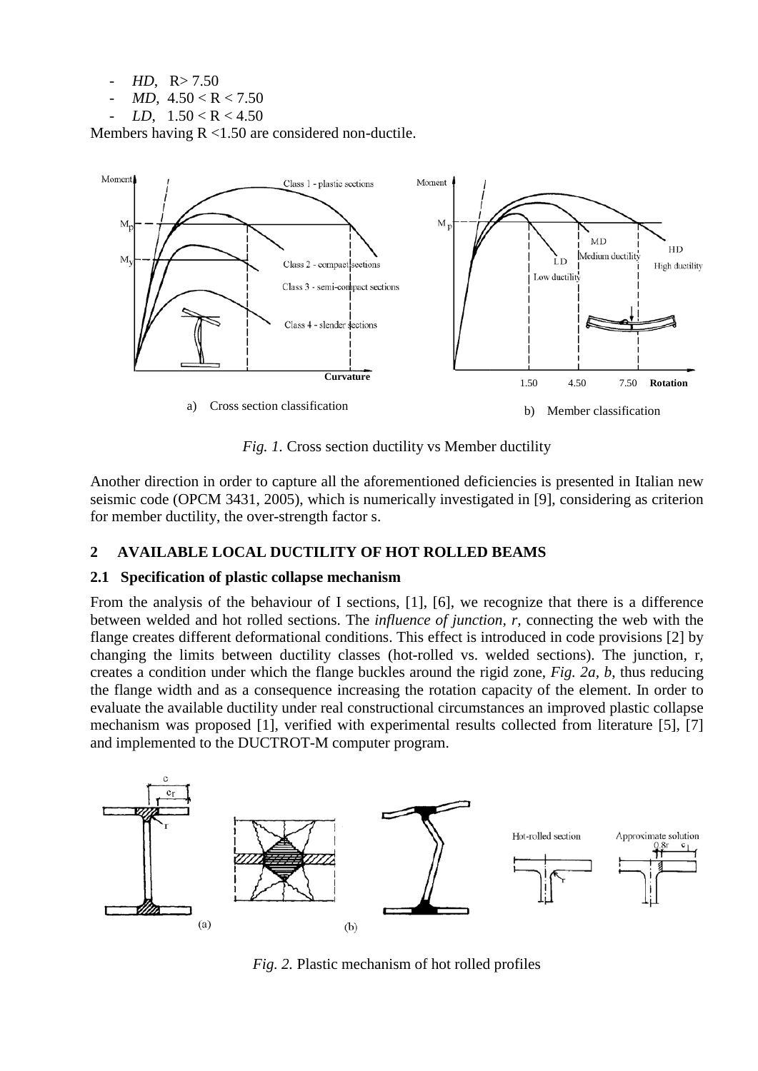- *HD*, $R > 7.50$
- *MD*, $4.50 < R < 7.50$
- *LD*, $1.50 < R < 4.50$

Members having $R < 1.50$ are considered non-ductile.

a) Cross section classification

b) Member classification

*Fig. 1.* Cross section ductility vs Member ductility

Another direction in order to capture all the aforementioned deficiencies is presented in Italian new seismic code (OPCM 3431, 2005), which is numerically investigated in [9], considering as criterion for member ductility, the over-strength factor s.

## 2 AVAILABLE LOCAL DUCTILITY OF HOT ROLLED BEAMS

### 2.1 Specification of plastic collapse mechanism

From the analysis of the behaviour of I sections, [1], [6], we recognize that there is a difference between welded and hot rolled sections. The *influence of junction, r,* connecting the web with the flange creates different deformational conditions. This effect is introduced in code provisions [2] by changing the limits between ductility classes (hot-rolled vs. welded sections). The junction, r, creates a condition under which the flange buckles around the rigid zone, *Fig. 2a, b*, thus reducing the flange width and as a consequence increasing the rotation capacity of the element. In order to evaluate the available ductility under real constructional circumstances an improved plastic collapse mechanism was proposed [1], verified with experimental results collected from literature [5], [7] and implemented to the DUCTROT-M computer program.

*Fig. 2.* Plastic mechanism of hot rolled profiles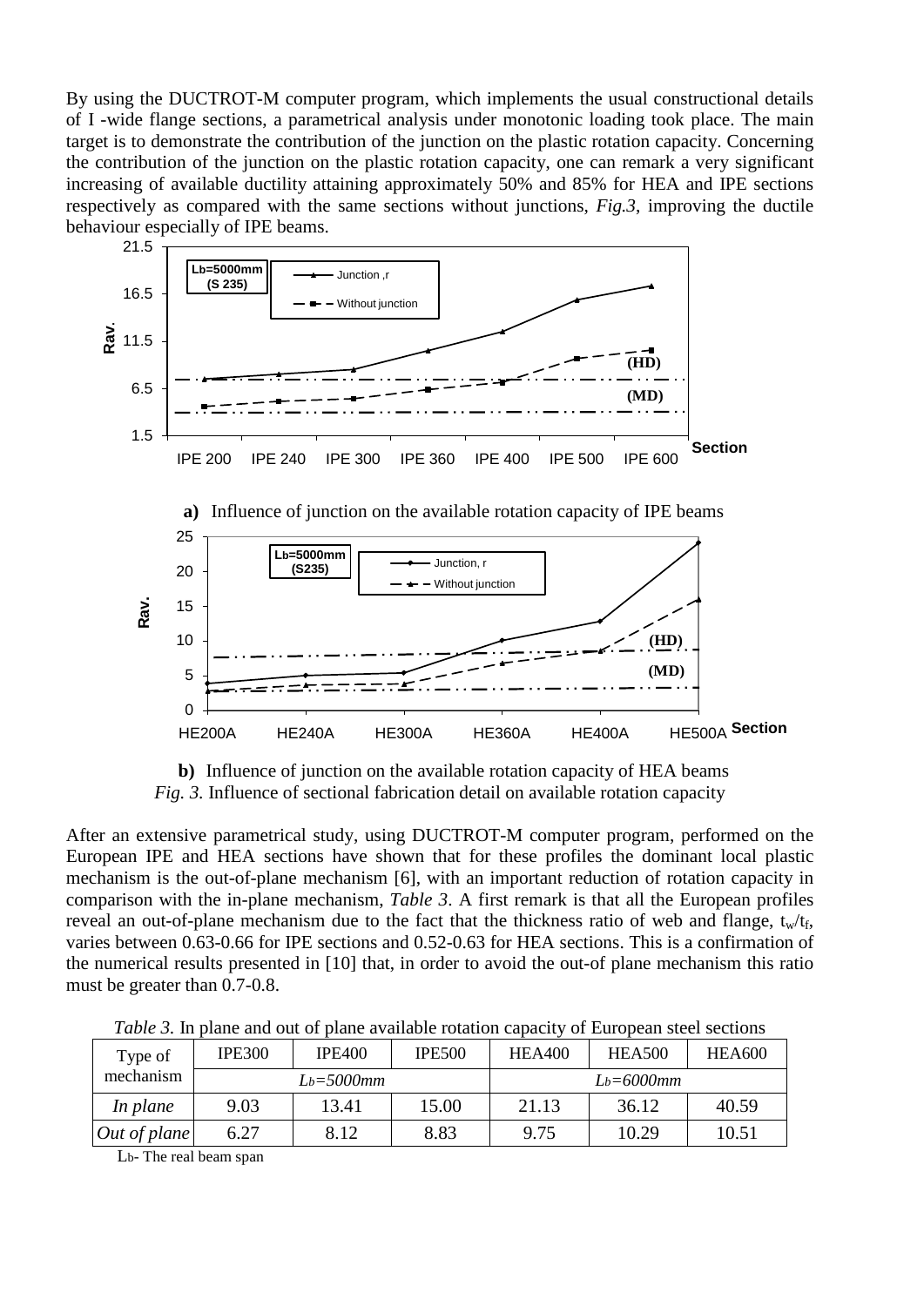By using the DUCTROT-M computer program, which implements the usual constructional details of I -wide flange sections, a parametrical analysis under monotonic loading took place. The main target is to demonstrate the contribution of the junction on the plastic rotation capacity. Concerning the contribution of the junction on the plastic rotation capacity, one can remark a very significant increasing of available ductility attaining approximately 50% and 85% for HEA and IPE sections respectively as compared with the same sections without junctions, *Fig.3*, improving the ductile behaviour especially of IPE beams.

**a)** Influence of junction on the available rotation capacity of IPE beams

**b)** Influence of junction on the available rotation capacity of HEA beams

*Fig. 3.* Influence of sectional fabrication detail on available rotation capacity

After an extensive parametrical study, using DUCTROT-M computer program, performed on the European IPE and HEA sections have shown that for these profiles the dominant local plastic mechanism is the out-of-plane mechanism [6], with an important reduction of rotation capacity in comparison with the in-plane mechanism, *Table 3*. A first remark is that all the European profiles reveal an out-of-plane mechanism due to the fact that the thickness ratio of web and flange, $t_w/t_f$, varies between 0.63-0.66 for IPE sections and 0.52-0.63 for HEA sections. This is a confirmation of the numerical results presented in [10] that, in order to avoid the out-of plane mechanism this ratio must be greater than 0.7-0.8.

*Table 3.* In plane and out of plane available rotation capacity of European steel sections

| Type of mechanism | IPE300 | IPE400 | IPE500 | HEA400 | HEA500 | HEA600 |
|---|---|---|---|---|---|---|
| | $L_b$=5000mm | | | $L_b$=6000mm | | |
| *In plane* | 9.03 | 13.41 | 15.00 | 21.13 | 36.12 | 40.59 |
| *Out of plane* | 6.27 | 8.12 | 8.83 | 9.75 | 10.29 | 10.51 |

$L_b$- The real beam span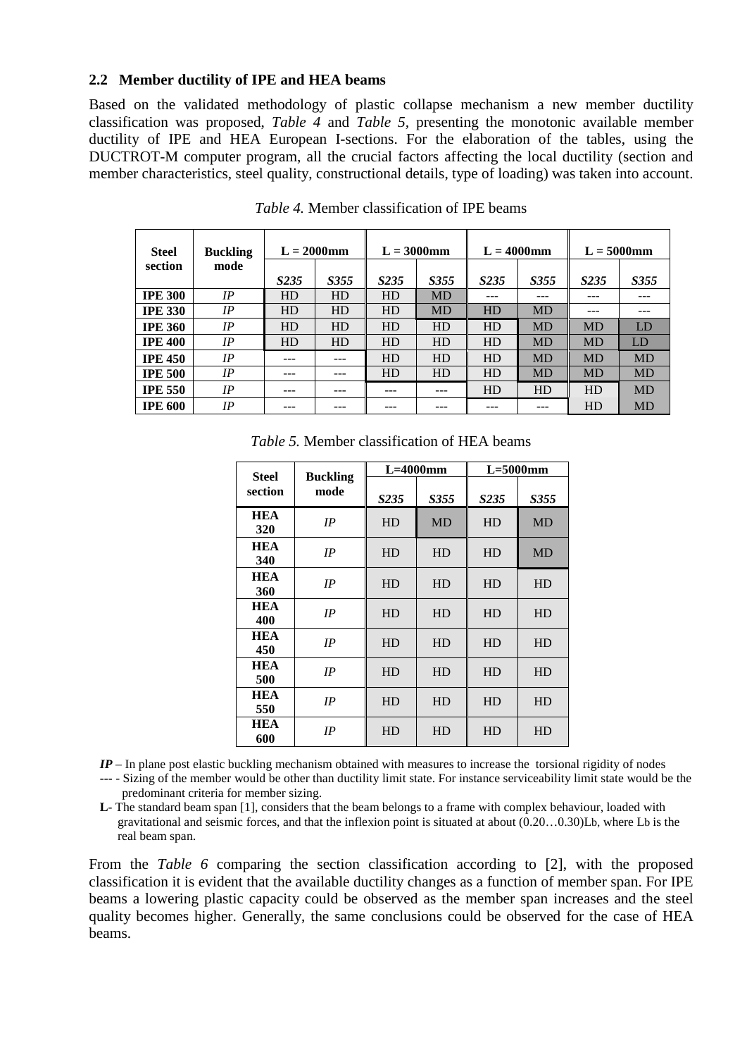### 2.2 Member ductility of IPE and HEA beams

Based on the validated methodology of plastic collapse mechanism a new member ductility classification was proposed, *Table 4* and *Table 5*, presenting the monotonic available member ductility of IPE and HEA European I-sections. For the elaboration of the tables, using the DUCTROT-M computer program, all the crucial factors affecting the local ductility (section and member characteristics, steel quality, constructional details, type of loading) was taken into account.

*Table 4.* Member classification of IPE beams

| Steel section | Buckling mode | L = 2000mm | | L = 3000mm | | L = 4000mm | | L = 5000mm | |
|---|---|---|---|---|---|---|---|---|---|
| | | *S235* | *S355* | *S235* | *S355* | *S235* | *S355* | *S235* | *S355* |
| **IPE 300** | *IP* | HD | HD | HD | MD | --- | --- | --- | --- |
| **IPE 330** | *IP* | HD | HD | HD | MD | HD | MD | --- | --- |
| **IPE 360** | *IP* | HD | HD | HD | HD | HD | MD | MD | LD |
| **IPE 400** | *IP* | HD | HD | HD | HD | HD | MD | MD | LD |
| **IPE 450** | *IP* | --- | --- | HD | HD | HD | MD | MD | MD |
| **IPE 500** | *IP* | --- | --- | HD | HD | HD | MD | MD | MD |
| **IPE 550** | *IP* | --- | --- | --- | --- | HD | HD | HD | MD |
| **IPE 600** | *IP* | --- | --- | --- | --- | --- | --- | HD | MD |

*Table 5.* Member classification of HEA beams

| Steel section | Buckling mode | L=4000mm | | L=5000mm | |
|---|---|---|---|---|---|
| | | *S235* | *S355* | *S235* | *S355* |
| **HEA 320** | *IP* | HD | MD | HD | MD |
| **HEA 340** | *IP* | HD | HD | HD | MD |
| **HEA 360** | *IP* | HD | HD | HD | HD |
| **HEA 400** | *IP* | HD | HD | HD | HD |
| **HEA 450** | *IP* | HD | HD | HD | HD |
| **HEA 500** | *IP* | HD | HD | HD | HD |
| **HEA 550** | *IP* | HD | HD | HD | HD |
| **HEA 600** | *IP* | HD | HD | HD | HD |

***IP*** – In plane post elastic buckling mechanism obtained with measures to increase the torsional rigidity of nodes

**---** - Sizing of the member would be other than ductility limit state. For instance serviceability limit state would be the predominant criteria for member sizing.

**L**- The standard beam span [1], considers that the beam belongs to a frame with complex behaviour, loaded with gravitational and seismic forces, and that the inflexion point is situated at about (0.20…0.30)$L_b$, where $L_b$ is the real beam span.

From the *Table 6* comparing the section classification according to [2], with the proposed classification it is evident that the available ductility changes as a function of member span. For IPE beams a lowering plastic capacity could be observed as the member span increases and the steel quality becomes higher. Generally, the same conclusions could be observed for the case of HEA beams.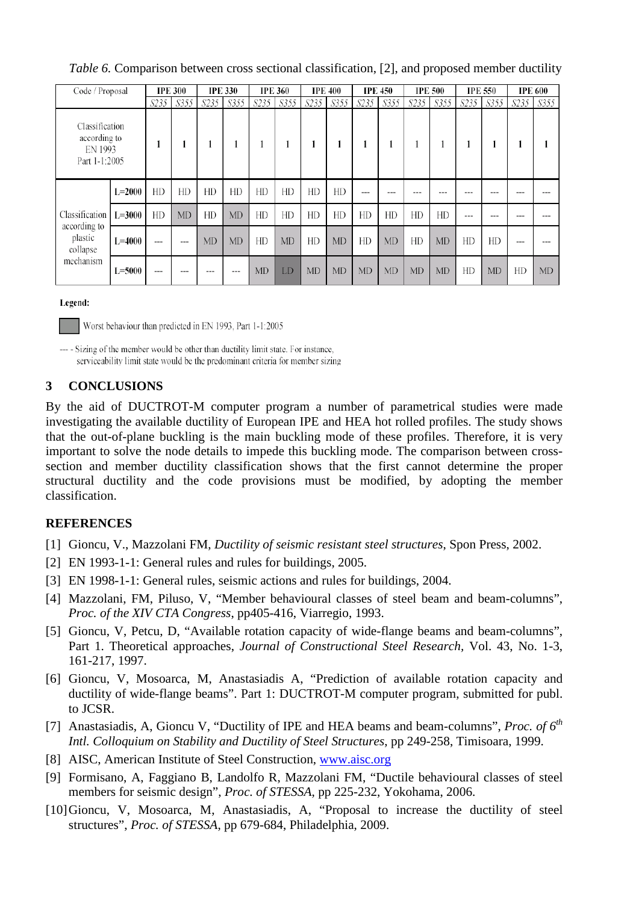*Table 6.* Comparison between cross sectional classification, [2], and proposed member ductility

| Code / Proposal | | IPE 300 | | IPE 330 | | IPE 360 | | IPE 400 | | IPE 450 | | IPE 500 | | IPE 550 | | IPE 600 | |
|---|---|---|---|---|---|---|---|---|---|---|---|---|---|---|---|---|---|
| | | S235 | S355 | S235 | S355 | S235 | S355 | S235 | S355 | S235 | S355 | S235 | S355 | S235 | S355 | S235 | S355 |
| Classification according to EN 1993 Part 1-1:2005 | | 1 | 1 | 1 | 1 | 1 | 1 | 1 | 1 | 1 | 1 | 1 | 1 | 1 | 1 | 1 | 1 |
| Classification according to plastic collapse mechanism | L=2000 | HD | HD | HD | HD | HD | HD | HD | HD | --- | --- | --- | --- | --- | --- | --- | --- |
| | L=3000 | HD | MD | HD | MD | HD | HD | HD | HD | HD | HD | HD | HD | --- | --- | --- | --- |
| | L=4000 | --- | --- | MD | MD | HD | MD | HD | MD | HD | MD | HD | MD | HD | HD | --- | --- |
| | L=5000 | --- | --- | --- | --- | MD | LD | MD | MD | MD | MD | MD | MD | HD | MD | HD | MD |

**Legend:**

(shaded) Worst behaviour than predicted in EN 1993, Part 1-1:2005

--- - Sizing of the member would be other than ductility limit state. For instance, serviceability limit state would be the predominant criteria for member sizing

## 3 CONCLUSIONS

By the aid of DUCTROT-M computer program a number of parametrical studies were made investigating the available ductility of European IPE and HEA hot rolled profiles. The study shows that the out-of-plane buckling is the main buckling mode of these profiles. Therefore, it is very important to solve the node details to impede this buckling mode. The comparison between cross-section and member ductility classification shows that the first cannot determine the proper structural ductility and the code provisions must be modified, by adopting the member classification.

## REFERENCES

[1] Gioncu, V., Mazzolani FM, *Ductility of seismic resistant steel structures*, Spon Press, 2002.

[2] EN 1993-1-1: General rules and rules for buildings, 2005.

[3] EN 1998-1-1: General rules, seismic actions and rules for buildings, 2004.

[4] Mazzolani, FM, Piluso, V, "Member behavioural classes of steel beam and beam-columns", *Proc. of the XIV CTA Congress*, pp405-416, Viarregio, 1993.

[5] Gioncu, V, Petcu, D, "Available rotation capacity of wide-flange beams and beam-columns", Part 1. Theoretical approaches, *Journal of Constructional Steel Research*, Vol. 43, No. 1-3, 161-217, 1997.

[6] Gioncu, V, Mosoarca, M, Anastasiadis A, "Prediction of available rotation capacity and ductility of wide-flange beams". Part 1: DUCTROT-M computer program, submitted for publ. to JCSR.

[7] Anastasiadis, A, Gioncu V, "Ductility of IPE and HEA beams and beam-columns", *Proc. of 6th Intl. Colloquium on Stability and Ductility of Steel Structures*, pp 249-258, Timisoara, 1999.

[8] AISC, American Institute of Steel Construction, www.aisc.org

[9] Formisano, A, Faggiano B, Landolfo R, Mazzolani FM, "Ductile behavioural classes of steel members for seismic design", *Proc. of STESSA*, pp 225-232, Yokohama, 2006.

[10] Gioncu, V, Mosoarca, M, Anastasiadis, A, "Proposal to increase the ductility of steel structures", *Proc. of STESSA*, pp 679-684, Philadelphia, 2009.